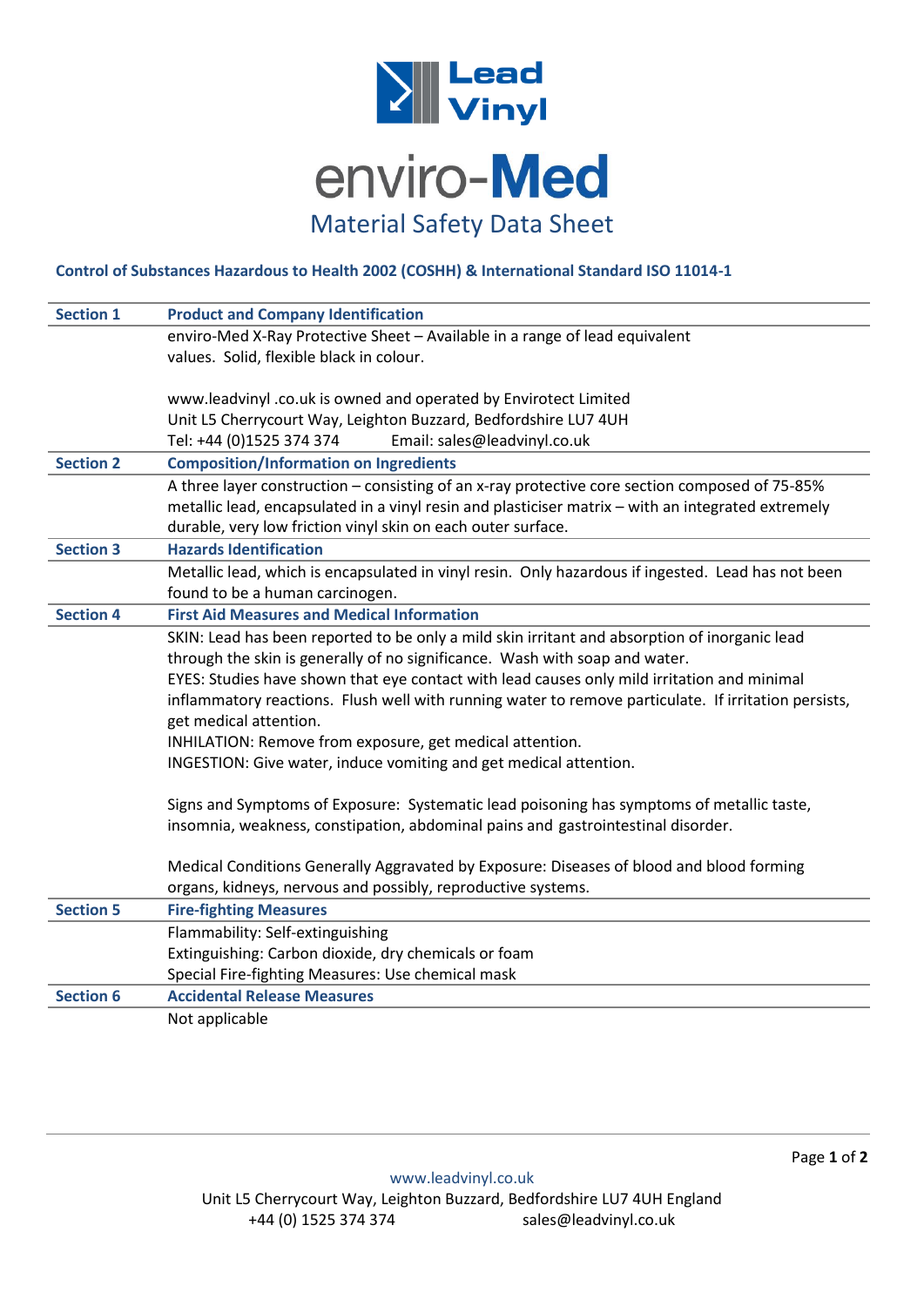# Lead Vinyl

# enviro-Med

## Material Safety Data Sheet

**Control of Substances Hazardous to Health 2002 (COSHH) & International Standard ISO 11014-1**

| Section | |
|---|---|
| **Section 1** | **Product and Company Identification** |
| | enviro-Med X-Ray Protective Sheet – Available in a range of lead equivalent values. Solid, flexible black in colour.<br><br>www.leadvinyl .co.uk is owned and operated by Envirotect Limited<br>Unit L5 Cherrycourt Way, Leighton Buzzard, Bedfordshire LU7 4UH<br>Tel: +44 (0)1525 374 374 Email: sales@leadvinyl.co.uk |
| **Section 2** | **Composition/Information on Ingredients** |
| | A three layer construction – consisting of an x-ray protective core section composed of 75-85% metallic lead, encapsulated in a vinyl resin and plasticiser matrix – with an integrated extremely durable, very low friction vinyl skin on each outer surface. |
| **Section 3** | **Hazards Identification** |
| | Metallic lead, which is encapsulated in vinyl resin. Only hazardous if ingested. Lead has not been found to be a human carcinogen. |
| **Section 4** | **First Aid Measures and Medical Information** |
| | SKIN: Lead has been reported to be only a mild skin irritant and absorption of inorganic lead through the skin is generally of no significance. Wash with soap and water.<br>EYES: Studies have shown that eye contact with lead causes only mild irritation and minimal inflammatory reactions. Flush well with running water to remove particulate. If irritation persists, get medical attention.<br>INHILATION: Remove from exposure, get medical attention.<br>INGESTION: Give water, induce vomiting and get medical attention.<br><br>Signs and Symptoms of Exposure: Systematic lead poisoning has symptoms of metallic taste, insomnia, weakness, constipation, abdominal pains and gastrointestinal disorder.<br><br>Medical Conditions Generally Aggravated by Exposure: Diseases of blood and blood forming organs, kidneys, nervous and possibly, reproductive systems. |
| **Section 5** | **Fire-fighting Measures** |
| | Flammability: Self-extinguishing<br>Extinguishing: Carbon dioxide, dry chemicals or foam<br>Special Fire-fighting Measures: Use chemical mask |
| **Section 6** | **Accidental Release Measures** |
| | Not applicable |

www.leadvinyl.co.uk
Unit L5 Cherrycourt Way, Leighton Buzzard, Bedfordshire LU7 4UH England
+44 (0) 1525 374 374 sales@leadvinyl.co.uk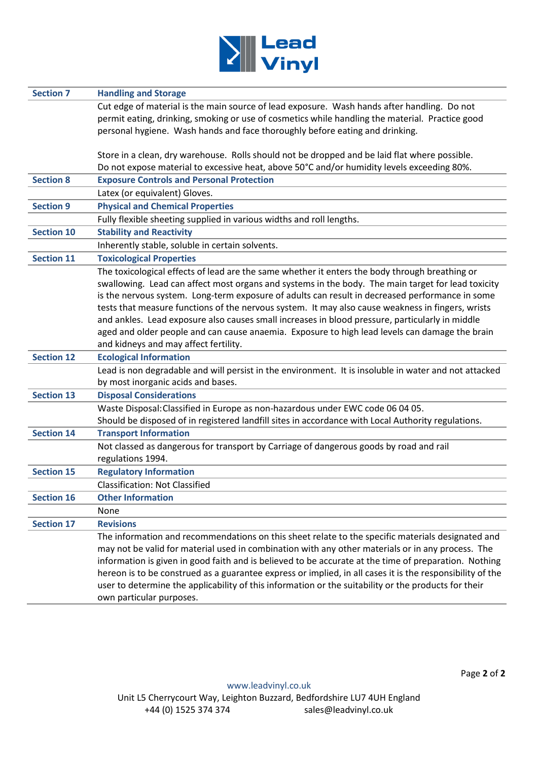Lead Vinyl

| | |
|---|---|
| **Section 7** | **Handling and Storage** |
| | Cut edge of material is the main source of lead exposure. Wash hands after handling. Do not permit eating, drinking, smoking or use of cosmetics while handling the material. Practice good personal hygiene. Wash hands and face thoroughly before eating and drinking.<br><br>Store in a clean, dry warehouse. Rolls should not be dropped and be laid flat where possible. Do not expose material to excessive heat, above 50°C and/or humidity levels exceeding 80%. |
| **Section 8** | **Exposure Controls and Personal Protection** |
| | Latex (or equivalent) Gloves. |
| **Section 9** | **Physical and Chemical Properties** |
| | Fully flexible sheeting supplied in various widths and roll lengths. |
| **Section 10** | **Stability and Reactivity** |
| | Inherently stable, soluble in certain solvents. |
| **Section 11** | **Toxicological Properties** |
| | The toxicological effects of lead are the same whether it enters the body through breathing or swallowing. Lead can affect most organs and systems in the body. The main target for lead toxicity is the nervous system. Long-term exposure of adults can result in decreased performance in some tests that measure functions of the nervous system. It may also cause weakness in fingers, wrists and ankles. Lead exposure also causes small increases in blood pressure, particularly in middle aged and older people and can cause anaemia. Exposure to high lead levels can damage the brain and kidneys and may affect fertility. |
| **Section 12** | **Ecological Information** |
| | Lead is non degradable and will persist in the environment. It is insoluble in water and not attacked by most inorganic acids and bases. |
| **Section 13** | **Disposal Considerations** |
| | Waste Disposal:Classified in Europe as non-hazardous under EWC code 06 04 05.<br>Should be disposed of in registered landfill sites in accordance with Local Authority regulations. |
| **Section 14** | **Transport Information** |
| | Not classed as dangerous for transport by Carriage of dangerous goods by road and rail regulations 1994. |
| **Section 15** | **Regulatory Information** |
| | Classification: Not Classified |
| **Section 16** | **Other Information** |
| | None |
| **Section 17** | **Revisions** |
| | The information and recommendations on this sheet relate to the specific materials designated and may not be valid for material used in combination with any other materials or in any process. The information is given in good faith and is believed to be accurate at the time of preparation. Nothing hereon is to be construed as a guarantee express or implied, in all cases it is the responsibility of the user to determine the applicability of this information or the suitability or the products for their own particular purposes. |

www.leadvinyl.co.uk
Unit L5 Cherrycourt Way, Leighton Buzzard, Bedfordshire LU7 4UH England
+44 (0) 1525 374 374 sales@leadvinyl.co.uk